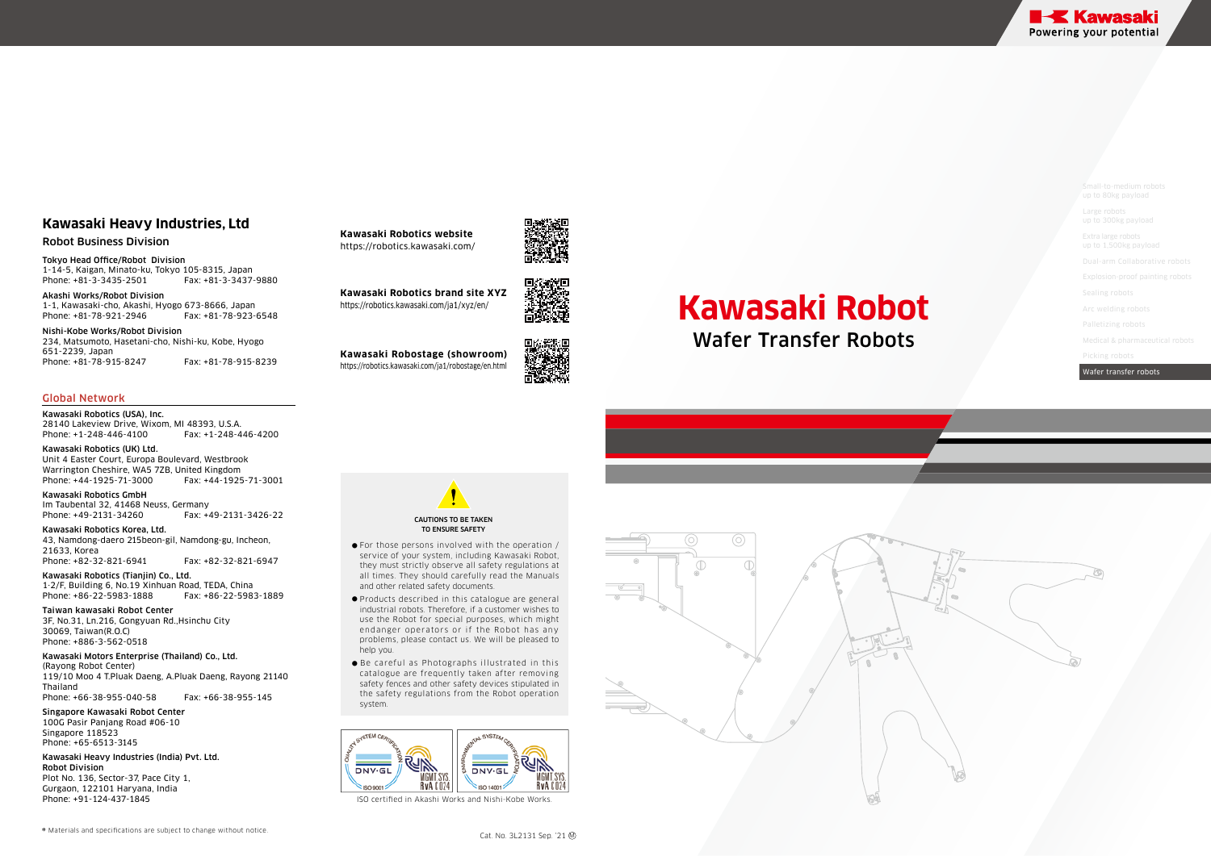# Kawasaki Robot

## Wafer Transfer Robots

- Small-to-medium robots up to 80kg payload
- Large robots up to 300kg payload
- Extra large robots up to 1,500kg payload
- Dual-arm Collaborative robots
- Explosion-proof painting robots
- Sealing robots
- Arc welding robots
- Palletizing robots
- Medical & pharmaceutical robots
- Picking robots
- Wafer transfer robots

## Kawasaki Heavy Industries, Ltd

### Robot Business Division

**Tokyo Head Office/Robot Division**
1-14-5, Kaigan, Minato-ku, Tokyo 105-8315, Japan
Phone: +81-3-3435-2501 Fax: +81-3-3437-9880

**Akashi Works/Robot Division**
1-1, Kawasaki-cho, Akashi, Hyogo 673-8666, Japan
Phone: +81-78-921-2946 Fax: +81-78-923-6548

**Nishi-Kobe Works/Robot Division**
234, Matsumoto, Hasetani-cho, Nishi-ku, Kobe, Hyogo 651-2239, Japan
Phone: +81-78-915-8247 Fax: +81-78-915-8239

### Global Network

**Kawasaki Robotics (USA), Inc.**
28140 Lakeview Drive, Wixom, MI 48393, U.S.A.
Phone: +1-248-446-4100 Fax: +1-248-446-4200

**Kawasaki Robotics (UK) Ltd.**
Unit 4 Easter Court, Europa Boulevard, Westbrook Warrington Cheshire, WA5 7ZB, United Kingdom
Phone: +44-1925-71-3000 Fax: +44-1925-71-3001

**Kawasaki Robotics GmbH**
Im Taubental 32, 41468 Neuss, Germany
Phone: +49-2131-34260 Fax: +49-2131-3426-22

**Kawasaki Robotics Korea, Ltd.**
43, Namdong-daero 215beon-gil, Namdong-gu, Incheon, 21633, Korea
Phone: +82-32-821-6941 Fax: +82-32-821-6947

**Kawasaki Robotics (Tianjin) Co., Ltd.**
1-2/F, Building 6, No.19 Xinhuan Road, TEDA, China
Phone: +86-22-5983-1888 Fax: +86-22-5983-1889

**Taiwan kawasaki Robot Center**
3F, No.31, Ln.216, Gongyuan Rd.,Hsinchu City 30069, Taiwan(R.O.C)
Phone: +886-3-562-0518

**Kawasaki Motors Enterprise (Thailand) Co., Ltd.**
(Rayong Robot Center)
119/10 Moo 4 T.Pluak Daeng, A.Pluak Daeng, Rayong 21140 Thailand
Phone: +66-38-955-040-58 Fax: +66-38-955-145

**Singapore Kawasaki Robot Center**
100G Pasir Panjang Road #06-10
Singapore 118523
Phone: +65-6513-3145

**Kawasaki Heavy Industries (India) Pvt. Ltd.**
**Robot Division**
Plot No. 136, Sector-37, Pace City 1, Gurgaon, 122101 Haryana, India
Phone: +91-124-437-1845

**Kawasaki Robotics website**
https://robotics.kawasaki.com/

**Kawasaki Robotics brand site XYZ**
https://robotics.kawasaki.com/ja1/xyz/en/

**Kawasaki Robostage (showroom)**
https://robotics.kawasaki.com/ja1/robostage/en.html

**CAUTIONS TO BE TAKEN TO ENSURE SAFETY**

- For those persons involved with the operation / service of your system, including Kawasaki Robot, they must strictly observe all safety regulations at all times. They should carefully read the Manuals and other related safety documents.
- Products described in this catalogue are general industrial robots. Therefore, if a customer wishes to use the Robot for special purposes, which might endanger operators or if the Robot has any problems, please contact us. We will be pleased to help you.
- Be careful as Photographs illustrated in this catalogue are frequently taken after removing safety fences and other safety devices stipulated in the safety regulations from the Robot operation system.

ISO certified in Akashi Works and Nishi-Kobe Works.

* Materials and specifications are subject to change without notice.

Cat. No. 3L2131 Sep. '21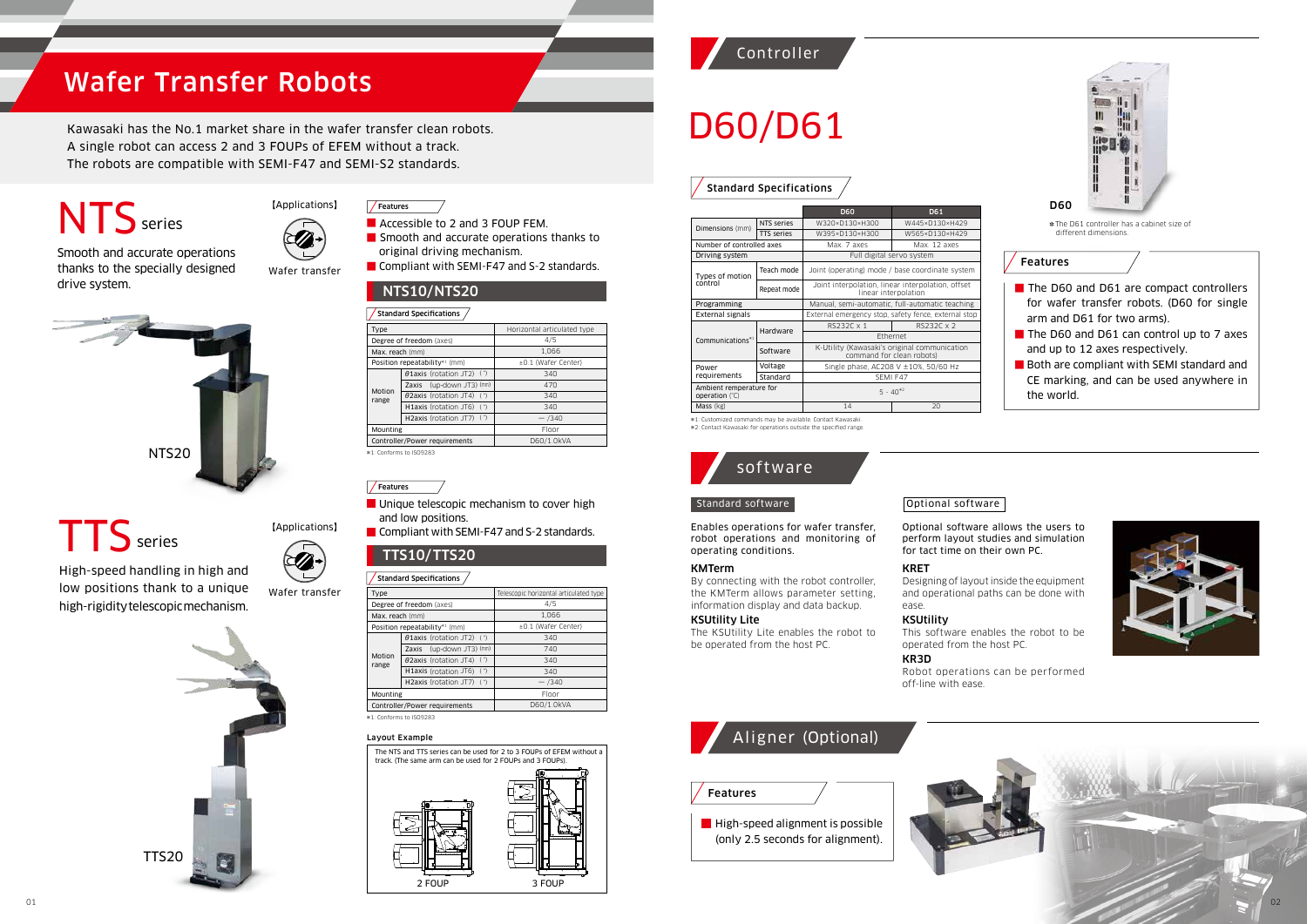# Wafer Transfer Robots

Kawasaki has the No.1 market share in the wafer transfer clean robots.
A single robot can access 2 and 3 FOUPs of EFEM without a track.
The robots are compatible with SEMI-F47 and SEMI-S2 standards.

## NTS series

Smooth and accurate operations thanks to the specially designed drive system.

【Applications】

Wafer transfer

NTS20

### Features

- Accessible to 2 and 3 FOUP FEM.
- Smooth and accurate operations thanks to original driving mechanism.
- Compliant with SEMI-F47 and S-2 standards.

### NTS10/NTS20

#### Standard Specifications

| | | |
|---|---|---|
| Type | | Horizontal articulated type |
| Degree of freedom (axes) | | 4/5 |
| Max. reach (mm) | | 1,066 |
| Position repeatability*1 (mm) | | ±0.1 (Wafer Center) |
| Motion range | θ1axis (rotation JT2) (°) | 340 |
| | Zaxis (up-down JT3) (mm) | 470 |
| | θ2axis (rotation JT4) (°) | 340 |
| | H1axis (rotation JT6) (°) | 340 |
| | H2axis (rotation JT7) (°) | — /340 |
| Mounting | | Floor |
| Controller/Power requirements | | D60/1.0kVA |

*1: Conforms to ISO9283

## TTS series

High-speed handling in high and low positions thank to a unique high-rigidity telescopic mechanism.

【Applications】

Wafer transfer

TTS20

### Features

- Unique telescopic mechanism to cover high and low positions.
- Compliant with SEMI-F47 and S-2 standards.

### TTS10/TTS20

#### Standard Specifications

| | | |
|---|---|---|
| Type | | Telescopic horizontal articulated type |
| Degree of freedom (axes) | | 4/5 |
| Max. reach (mm) | | 1,066 |
| Position repeatability*1 (mm) | | ±0.1 (Wafer Center) |
| Motion range | θ1axis (rotation JT2) (°) | 340 |
| | Zaxis (up-down JT3) (mm) | 740 |
| | θ2axis (rotation JT4) (°) | 340 |
| | H1axis (rotation JT6) (°) | 340 |
| | H2axis (rotation JT7) (°) | — /340 |
| Mounting | | Floor |
| Controller/Power requirements | | D60/1.0kVA |

*1: Conforms to ISO9283

#### Layout Example

The NTS and TTS series can be used for 2 to 3 FOUPs of EFEM without a track. (The same arm can be used for 2 FOUPs and 3 FOUPs).

2 FOUP

3 FOUP

## Controller

# D60/D61

### Standard Specifications

| | | D60 | D61 |
|---|---|---|---|
| Dimensions (mm) | NTS series | W320×D130×H300 | W445×D130×H429 |
| | TTS series | W395×D130×H300 | W565×D130×H429 |
| Number of controlled axes | | Max. 7 axes | Max. 12 axes |
| Driving system | | Full digital servo system | |
| Types of motion control | Teach mode | Joint (operating) mode / base coordinate system | |
| | Repeat mode | Joint interpolation, linear interpolation, offset linear interpolation | |
| Programming | | Manual, semi-automatic, full-automatic teaching | |
| External signals | | External emergency stop, safety fence, external stop | |
| Communications*1 | Hardware | RS232C x 1 | RS232C x 2 |
| | | Ethernet | |
| | Software | K-Utility (Kawasaki's original communication command for clean robots) | |
| Power requirements | Voltage | Single phase, AC208 V ±10%, 50/60 Hz | |
| | Standard | SEMI F47 | |
| Ambient temperature for operation (°C) | | 5 - 40*2 | |
| Mass (kg) | | 14 | 20 |

*1: Customized commands may be available. Contact Kawasaki.
*2: Contact Kawasaki for operations outside the specified range.

D60

*The D61 controller has a cabinet size of different dimensions.

### Features

- The D60 and D61 are compact controllers for wafer transfer robots. (D60 for single arm and D61 for two arms).
- The D60 and D61 can control up to 7 axes and up to 12 axes respectively.
- Both are compliant with SEMI standard and CE marking, and can be used anywhere in the world.

## software

### Standard software

Enables operations for wafer transfer, robot operations and monitoring of operating conditions.

**KMTerm**

By connecting with the robot controller, the KMTerm allows parameter setting, information display and data backup.

**KSUtility Lite**

The KSUtility Lite enables the robot to be operated from the host PC.

### Optional software

Optional software allows the users to perform layout studies and simulation for tact time on their own PC.

**KRET**

Designing of layout inside the equipment and operational paths can be done with ease.

**KSUtility**

This software enables the robot to be operated from the host PC.

**KR3D**

Robot operations can be performed off-line with ease.

## Aligner (Optional)

### Features

- High-speed alignment is possible (only 2.5 seconds for alignment).